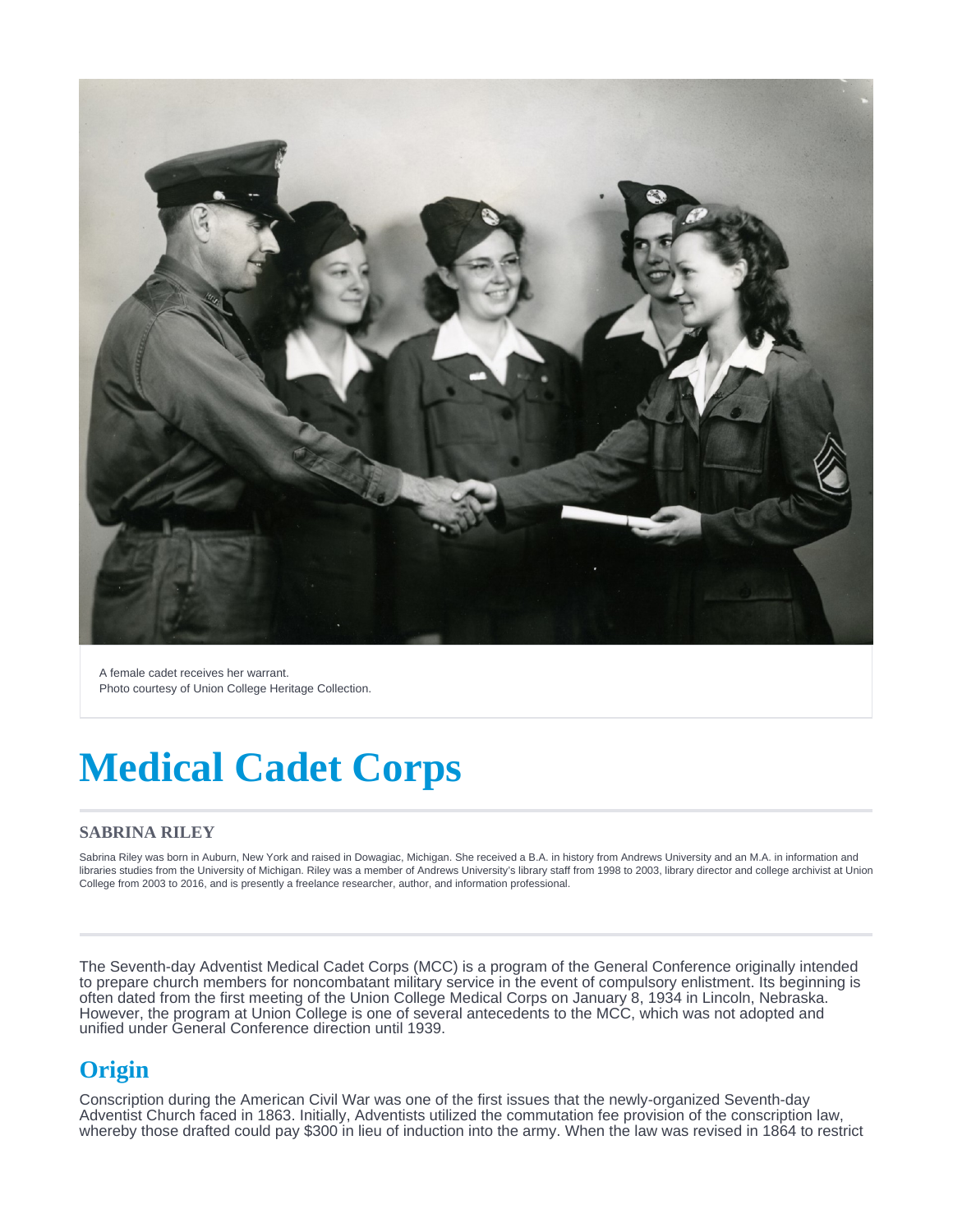A female cadet receives her warrant.
Photo courtesy of Union College Heritage Collection.

# Medical Cadet Corps

### SABRINA RILEY

Sabrina Riley was born in Auburn, New York and raised in Dowagiac, Michigan. She received a B.A. in history from Andrews University and an M.A. in information and libraries studies from the University of Michigan. Riley was a member of Andrews University's library staff from 1998 to 2003, library director and college archivist at Union College from 2003 to 2016, and is presently a freelance researcher, author, and information professional.

The Seventh-day Adventist Medical Cadet Corps (MCC) is a program of the General Conference originally intended to prepare church members for noncombatant military service in the event of compulsory enlistment. Its beginning is often dated from the first meeting of the Union College Medical Corps on January 8, 1934 in Lincoln, Nebraska. However, the program at Union College is one of several antecedents to the MCC, which was not adopted and unified under General Conference direction until 1939.

## Origin

Conscription during the American Civil War was one of the first issues that the newly-organized Seventh-day Adventist Church faced in 1863. Initially, Adventists utilized the commutation fee provision of the conscription law, whereby those drafted could pay $300 in lieu of induction into the army. When the law was revised in 1864 to restrict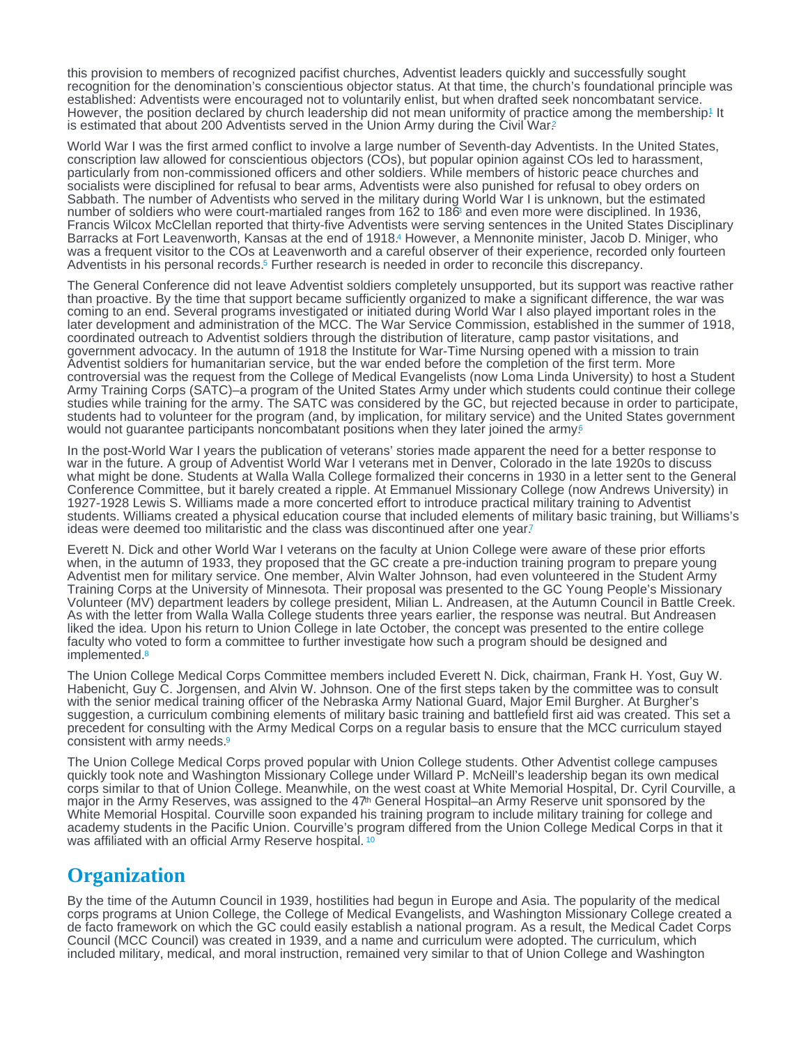this provision to members of recognized pacifist churches, Adventist leaders quickly and successfully sought recognition for the denomination's conscientious objector status. At that time, the church's foundational principle was established: Adventists were encouraged not to voluntarily enlist, but when drafted seek noncombatant service. However, the position declared by church leadership did not mean uniformity of practice among the membership.[1] It is estimated that about 200 Adventists served in the Union Army during the Civil War.[2]

World War I was the first armed conflict to involve a large number of Seventh-day Adventists. In the United States, conscription law allowed for conscientious objectors (COs), but popular opinion against COs led to harassment, particularly from non-commissioned officers and other soldiers. While members of historic peace churches and socialists were disciplined for refusal to bear arms, Adventists were also punished for refusal to obey orders on Sabbath. The number of Adventists who served in the military during World War I is unknown, but the estimated number of soldiers who were court-martialed ranges from 162 to 186[3] and even more were disciplined. In 1936, Francis Wilcox McClellan reported that thirty-five Adventists were serving sentences in the United States Disciplinary Barracks at Fort Leavenworth, Kansas at the end of 1918.[4] However, a Mennonite minister, Jacob D. Miniger, who was a frequent visitor to the COs at Leavenworth and a careful observer of their experience, recorded only fourteen Adventists in his personal records.[5] Further research is needed in order to reconcile this discrepancy.

The General Conference did not leave Adventist soldiers completely unsupported, but its support was reactive rather than proactive. By the time that support became sufficiently organized to make a significant difference, the war was coming to an end. Several programs investigated or initiated during World War I also played important roles in the later development and administration of the MCC. The War Service Commission, established in the summer of 1918, coordinated outreach to Adventist soldiers through the distribution of literature, camp pastor visitations, and government advocacy. In the autumn of 1918 the Institute for War-Time Nursing opened with a mission to train Adventist soldiers for humanitarian service, but the war ended before the completion of the first term. More controversial was the request from the College of Medical Evangelists (now Loma Linda University) to host a Student Army Training Corps (SATC)–a program of the United States Army under which students could continue their college studies while training for the army. The SATC was considered by the GC, but rejected because in order to participate, students had to volunteer for the program (and, by implication, for military service) and the United States government would not guarantee participants noncombatant positions when they later joined the army.[6]

In the post-World War I years the publication of veterans' stories made apparent the need for a better response to war in the future. A group of Adventist World War I veterans met in Denver, Colorado in the late 1920s to discuss what might be done. Students at Walla Walla College formalized their concerns in 1930 in a letter sent to the General Conference Committee, but it barely created a ripple. At Emmanuel Missionary College (now Andrews University) in 1927-1928 Lewis S. Williams made a more concerted effort to introduce practical military training to Adventist students. Williams created a physical education course that included elements of military basic training, but Williams's ideas were deemed too militaristic and the class was discontinued after one year.[7]

Everett N. Dick and other World War I veterans on the faculty at Union College were aware of these prior efforts when, in the autumn of 1933, they proposed that the GC create a pre-induction training program to prepare young Adventist men for military service. One member, Alvin Walter Johnson, had even volunteered in the Student Army Training Corps at the University of Minnesota. Their proposal was presented to the GC Young People's Missionary Volunteer (MV) department leaders by college president, Milian L. Andreasen, at the Autumn Council in Battle Creek. As with the letter from Walla Walla College students three years earlier, the response was neutral. But Andreasen liked the idea. Upon his return to Union College in late October, the concept was presented to the entire college faculty who voted to form a committee to further investigate how such a program should be designed and implemented.[8]

The Union College Medical Corps Committee members included Everett N. Dick, chairman, Frank H. Yost, Guy W. Habenicht, Guy C. Jorgensen, and Alvin W. Johnson. One of the first steps taken by the committee was to consult with the senior medical training officer of the Nebraska Army National Guard, Major Emil Burgher. At Burgher's suggestion, a curriculum combining elements of military basic training and battlefield first aid was created. This set a precedent for consulting with the Army Medical Corps on a regular basis to ensure that the MCC curriculum stayed consistent with army needs.[9]

The Union College Medical Corps proved popular with Union College students. Other Adventist college campuses quickly took note and Washington Missionary College under Willard P. McNeill's leadership began its own medical corps similar to that of Union College. Meanwhile, on the west coast at White Memorial Hospital, Dr. Cyril Courville, a major in the Army Reserves, was assigned to the 47th General Hospital–an Army Reserve unit sponsored by the White Memorial Hospital. Courville soon expanded his training program to include military training for college and academy students in the Pacific Union. Courville's program differed from the Union College Medical Corps in that it was affiliated with an official Army Reserve hospital.[10]

## Organization

By the time of the Autumn Council in 1939, hostilities had begun in Europe and Asia. The popularity of the medical corps programs at Union College, the College of Medical Evangelists, and Washington Missionary College created a de facto framework on which the GC could easily establish a national program. As a result, the Medical Cadet Corps Council (MCC Council) was created in 1939, and a name and curriculum were adopted. The curriculum, which included military, medical, and moral instruction, remained very similar to that of Union College and Washington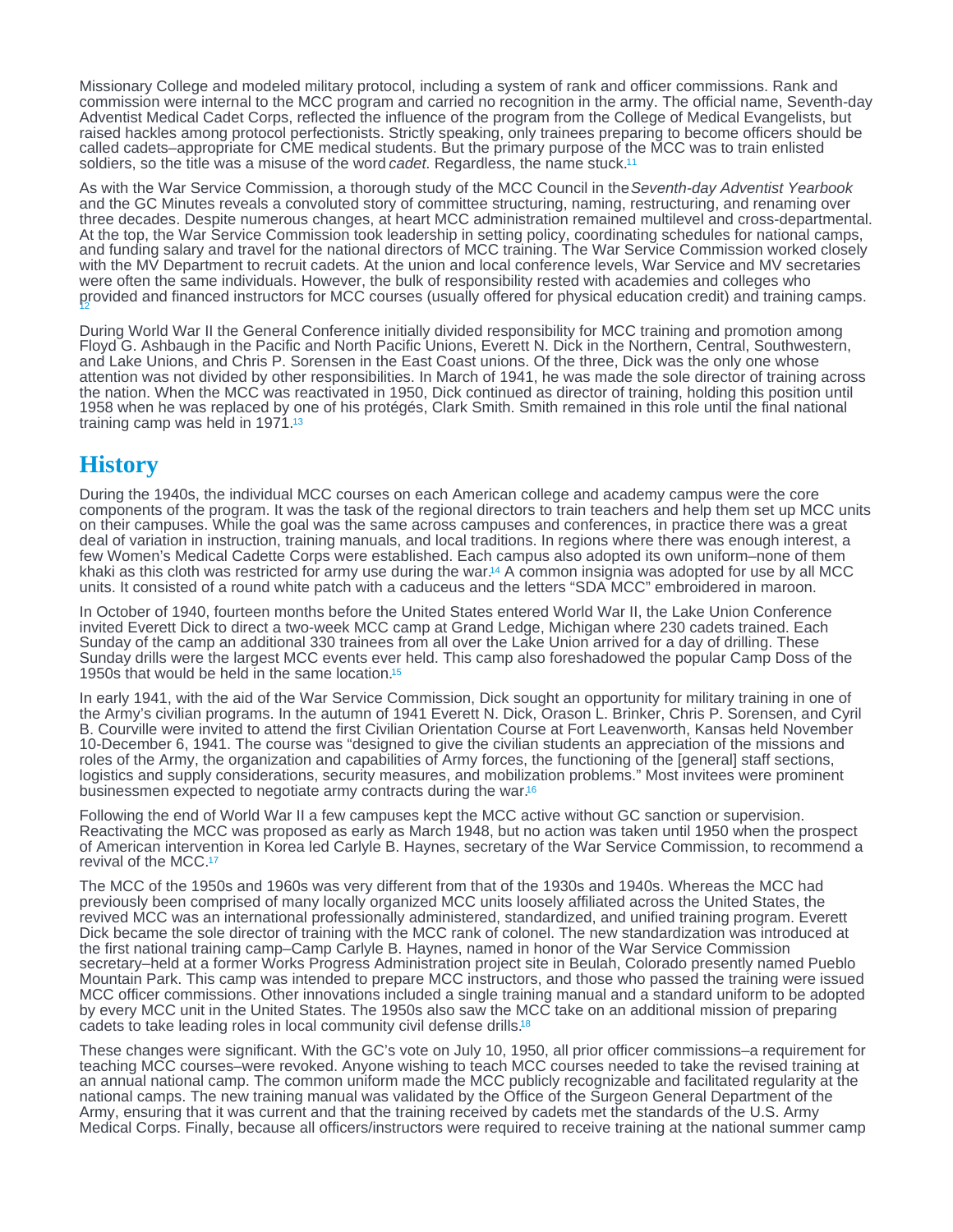Missionary College and modeled military protocol, including a system of rank and officer commissions. Rank and commission were internal to the MCC program and carried no recognition in the army. The official name, Seventh-day Adventist Medical Cadet Corps, reflected the influence of the program from the College of Medical Evangelists, but raised hackles among protocol perfectionists. Strictly speaking, only trainees preparing to become officers should be called cadets–appropriate for CME medical students. But the primary purpose of the MCC was to train enlisted soldiers, so the title was a misuse of the word *cadet*. Regardless, the name stuck.[11]

As with the War Service Commission, a thorough study of the MCC Council in the *Seventh-day Adventist Yearbook* and the GC Minutes reveals a convoluted story of committee structuring, naming, restructuring, and renaming over three decades. Despite numerous changes, at heart MCC administration remained multilevel and cross-departmental. At the top, the War Service Commission took leadership in setting policy, coordinating schedules for national camps, and funding salary and travel for the national directors of MCC training. The War Service Commission worked closely with the MV Department to recruit cadets. At the union and local conference levels, War Service and MV secretaries were often the same individuals. However, the bulk of responsibility rested with academies and colleges who provided and financed instructors for MCC courses (usually offered for physical education credit) and training camps.[12]

During World War II the General Conference initially divided responsibility for MCC training and promotion among Floyd G. Ashbaugh in the Pacific and North Pacific Unions, Everett N. Dick in the Northern, Central, Southwestern, and Lake Unions, and Chris P. Sorensen in the East Coast unions. Of the three, Dick was the only one whose attention was not divided by other responsibilities. In March of 1941, he was made the sole director of training across the nation. When the MCC was reactivated in 1950, Dick continued as director of training, holding this position until 1958 when he was replaced by one of his protégés, Clark Smith. Smith remained in this role until the final national training camp was held in 1971.[13]

## History

During the 1940s, the individual MCC courses on each American college and academy campus were the core components of the program. It was the task of the regional directors to train teachers and help them set up MCC units on their campuses. While the goal was the same across campuses and conferences, in practice there was a great deal of variation in instruction, training manuals, and local traditions. In regions where there was enough interest, a few Women's Medical Cadette Corps were established. Each campus also adopted its own uniform–none of them khaki as this cloth was restricted for army use during the war.[14] A common insignia was adopted for use by all MCC units. It consisted of a round white patch with a caduceus and the letters "SDA MCC" embroidered in maroon.

In October of 1940, fourteen months before the United States entered World War II, the Lake Union Conference invited Everett Dick to direct a two-week MCC camp at Grand Ledge, Michigan where 230 cadets trained. Each Sunday of the camp an additional 330 trainees from all over the Lake Union arrived for a day of drilling. These Sunday drills were the largest MCC events ever held. This camp also foreshadowed the popular Camp Doss of the 1950s that would be held in the same location.[15]

In early 1941, with the aid of the War Service Commission, Dick sought an opportunity for military training in one of the Army's civilian programs. In the autumn of 1941 Everett N. Dick, Orason L. Brinker, Chris P. Sorensen, and Cyril B. Courville were invited to attend the first Civilian Orientation Course at Fort Leavenworth, Kansas held November 10-December 6, 1941. The course was "designed to give the civilian students an appreciation of the missions and roles of the Army, the organization and capabilities of Army forces, the functioning of the [general] staff sections, logistics and supply considerations, security measures, and mobilization problems." Most invitees were prominent businessmen expected to negotiate army contracts during the war.[16]

Following the end of World War II a few campuses kept the MCC active without GC sanction or supervision. Reactivating the MCC was proposed as early as March 1948, but no action was taken until 1950 when the prospect of American intervention in Korea led Carlyle B. Haynes, secretary of the War Service Commission, to recommend a revival of the MCC.[17]

The MCC of the 1950s and 1960s was very different from that of the 1930s and 1940s. Whereas the MCC had previously been comprised of many locally organized MCC units loosely affiliated across the United States, the revived MCC was an international professionally administered, standardized, and unified training program. Everett Dick became the sole director of training with the MCC rank of colonel. The new standardization was introduced at the first national training camp–Camp Carlyle B. Haynes, named in honor of the War Service Commission secretary–held at a former Works Progress Administration project site in Beulah, Colorado presently named Pueblo Mountain Park. This camp was intended to prepare MCC instructors, and those who passed the training were issued MCC officer commissions. Other innovations included a single training manual and a standard uniform to be adopted by every MCC unit in the United States. The 1950s also saw the MCC take on an additional mission of preparing cadets to take leading roles in local community civil defense drills.[18]

These changes were significant. With the GC's vote on July 10, 1950, all prior officer commissions–a requirement for teaching MCC courses–were revoked. Anyone wishing to teach MCC courses needed to take the revised training at an annual national camp. The common uniform made the MCC publicly recognizable and facilitated regularity at the national camps. The new training manual was validated by the Office of the Surgeon General Department of the Army, ensuring that it was current and that the training received by cadets met the standards of the U.S. Army Medical Corps. Finally, because all officers/instructors were required to receive training at the national summer camp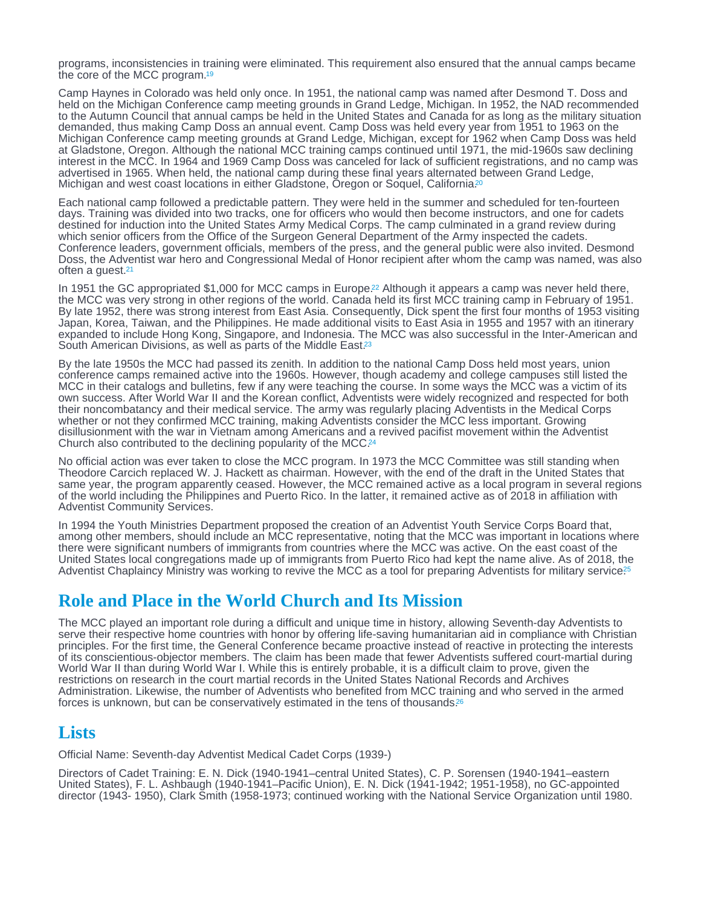programs, inconsistencies in training were eliminated. This requirement also ensured that the annual camps became the core of the MCC program.[19]

Camp Haynes in Colorado was held only once. In 1951, the national camp was named after Desmond T. Doss and held on the Michigan Conference camp meeting grounds in Grand Ledge, Michigan. In 1952, the NAD recommended to the Autumn Council that annual camps be held in the United States and Canada for as long as the military situation demanded, thus making Camp Doss an annual event. Camp Doss was held every year from 1951 to 1963 on the Michigan Conference camp meeting grounds at Grand Ledge, Michigan, except for 1962 when Camp Doss was held at Gladstone, Oregon. Although the national MCC training camps continued until 1971, the mid-1960s saw declining interest in the MCC. In 1964 and 1969 Camp Doss was canceled for lack of sufficient registrations, and no camp was advertised in 1965. When held, the national camp during these final years alternated between Grand Ledge, Michigan and west coast locations in either Gladstone, Oregon or Soquel, California.[20]

Each national camp followed a predictable pattern. They were held in the summer and scheduled for ten-fourteen days. Training was divided into two tracks, one for officers who would then become instructors, and one for cadets destined for induction into the United States Army Medical Corps. The camp culminated in a grand review during which senior officers from the Office of the Surgeon General Department of the Army inspected the cadets. Conference leaders, government officials, members of the press, and the general public were also invited. Desmond Doss, the Adventist war hero and Congressional Medal of Honor recipient after whom the camp was named, was also often a guest.[21]

In 1951 the GC appropriated $1,000 for MCC camps in Europe.[22] Although it appears a camp was never held there, the MCC was very strong in other regions of the world. Canada held its first MCC training camp in February of 1951. By late 1952, there was strong interest from East Asia. Consequently, Dick spent the first four months of 1953 visiting Japan, Korea, Taiwan, and the Philippines. He made additional visits to East Asia in 1955 and 1957 with an itinerary expanded to include Hong Kong, Singapore, and Indonesia. The MCC was also successful in the Inter-American and South American Divisions, as well as parts of the Middle East.[23]

By the late 1950s the MCC had passed its zenith. In addition to the national Camp Doss held most years, union conference camps remained active into the 1960s. However, though academy and college campuses still listed the MCC in their catalogs and bulletins, few if any were teaching the course. In some ways the MCC was a victim of its own success. After World War II and the Korean conflict, Adventists were widely recognized and respected for both their noncombatancy and their medical service. The army was regularly placing Adventists in the Medical Corps whether or not they confirmed MCC training, making Adventists consider the MCC less important. Growing disillusionment with the war in Vietnam among Americans and a revived pacifist movement within the Adventist Church also contributed to the declining popularity of the MCC.[24]

No official action was ever taken to close the MCC program. In 1973 the MCC Committee was still standing when Theodore Carcich replaced W. J. Hackett as chairman. However, with the end of the draft in the United States that same year, the program apparently ceased. However, the MCC remained active as a local program in several regions of the world including the Philippines and Puerto Rico. In the latter, it remained active as of 2018 in affiliation with Adventist Community Services.

In 1994 the Youth Ministries Department proposed the creation of an Adventist Youth Service Corps Board that, among other members, should include an MCC representative, noting that the MCC was important in locations where there were significant numbers of immigrants from countries where the MCC was active. On the east coast of the United States local congregations made up of immigrants from Puerto Rico had kept the name alive. As of 2018, the Adventist Chaplaincy Ministry was working to revive the MCC as a tool for preparing Adventists for military service.[25]

## Role and Place in the World Church and Its Mission

The MCC played an important role during a difficult and unique time in history, allowing Seventh-day Adventists to serve their respective home countries with honor by offering life-saving humanitarian aid in compliance with Christian principles. For the first time, the General Conference became proactive instead of reactive in protecting the interests of its conscientious-objector members. The claim has been made that fewer Adventists suffered court-martial during World War II than during World War I. While this is entirely probable, it is a difficult claim to prove, given the restrictions on research in the court martial records in the United States National Records and Archives Administration. Likewise, the number of Adventists who benefited from MCC training and who served in the armed forces is unknown, but can be conservatively estimated in the tens of thousands.[26]

## Lists

Official Name: Seventh-day Adventist Medical Cadet Corps (1939-)

Directors of Cadet Training: E. N. Dick (1940-1941–central United States), C. P. Sorensen (1940-1941–eastern United States), F. L. Ashbaugh (1940-1941–Pacific Union), E. N. Dick (1941-1942; 1951-1958), no GC-appointed director (1943- 1950), Clark Smith (1958-1973; continued working with the National Service Organization until 1980.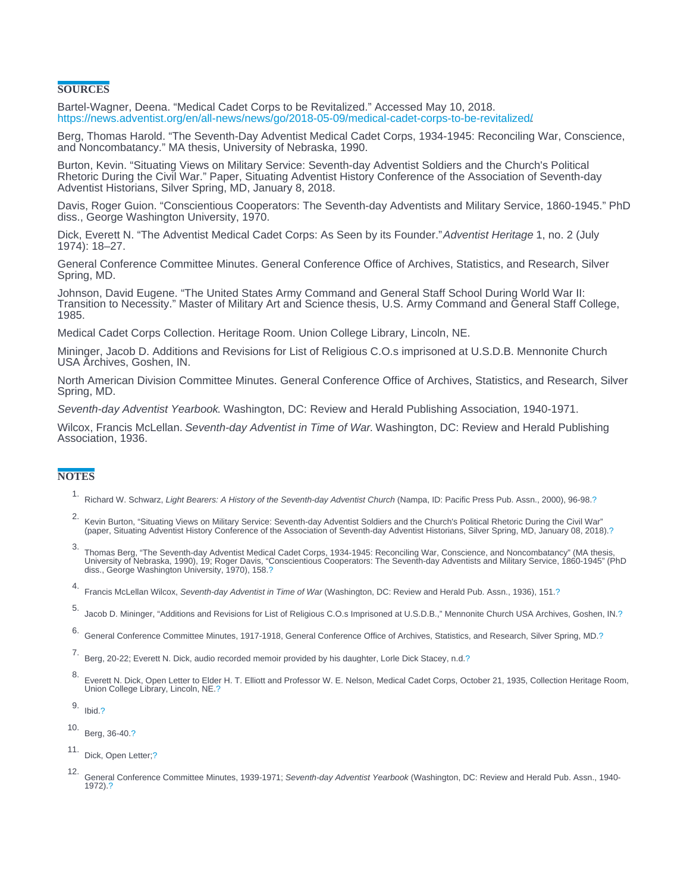## SOURCES

Bartel-Wagner, Deena. "Medical Cadet Corps to be Revitalized." Accessed May 10, 2018. https://news.adventist.org/en/all-news/news/go/2018-05-09/medical-cadet-corps-to-be-revitalized/

Berg, Thomas Harold. "The Seventh-Day Adventist Medical Cadet Corps, 1934-1945: Reconciling War, Conscience, and Noncombatancy." MA thesis, University of Nebraska, 1990.

Burton, Kevin. "Situating Views on Military Service: Seventh-day Adventist Soldiers and the Church's Political Rhetoric During the Civil War." Paper, Situating Adventist History Conference of the Association of Seventh-day Adventist Historians, Silver Spring, MD, January 8, 2018.

Davis, Roger Guion. "Conscientious Cooperators: The Seventh-day Adventists and Military Service, 1860-1945." PhD diss., George Washington University, 1970.

Dick, Everett N. "The Adventist Medical Cadet Corps: As Seen by its Founder." *Adventist Heritage* 1, no. 2 (July 1974): 18–27.

General Conference Committee Minutes. General Conference Office of Archives, Statistics, and Research, Silver Spring, MD.

Johnson, David Eugene. "The United States Army Command and General Staff School During World War II: Transition to Necessity." Master of Military Art and Science thesis, U.S. Army Command and General Staff College, 1985.

Medical Cadet Corps Collection. Heritage Room. Union College Library, Lincoln, NE.

Mininger, Jacob D. Additions and Revisions for List of Religious C.O.s imprisoned at U.S.D.B. Mennonite Church USA Archives, Goshen, IN.

North American Division Committee Minutes. General Conference Office of Archives, Statistics, and Research, Silver Spring, MD.

*Seventh-day Adventist Yearbook*. Washington, DC: Review and Herald Publishing Association, 1940-1971.

Wilcox, Francis McLellan. *Seventh-day Adventist in Time of War*. Washington, DC: Review and Herald Publishing Association, 1936.

## NOTES

1. Richard W. Schwarz, *Light Bearers: A History of the Seventh-day Adventist Church* (Nampa, ID: Pacific Press Pub. Assn., 2000), 96-98.?
2. Kevin Burton, "Situating Views on Military Service: Seventh-day Adventist Soldiers and the Church's Political Rhetoric During the Civil War" (paper, Situating Adventist History Conference of the Association of Seventh-day Adventist Historians, Silver Spring, MD, January 08, 2018).?
3. Thomas Berg, "The Seventh-day Adventist Medical Cadet Corps, 1934-1945: Reconciling War, Conscience, and Noncombatancy" (MA thesis, University of Nebraska, 1990), 19; Roger Davis, "Conscientious Cooperators: The Seventh-day Adventists and Military Service, 1860-1945" (PhD diss., George Washington University, 1970), 158.?
4. Francis McLellan Wilcox, *Seventh-day Adventist in Time of War* (Washington, DC: Review and Herald Pub. Assn., 1936), 151.?
5. Jacob D. Mininger, "Additions and Revisions for List of Religious C.O.s Imprisoned at U.S.D.B.," Mennonite Church USA Archives, Goshen, IN.?
6. General Conference Committee Minutes, 1917-1918, General Conference Office of Archives, Statistics, and Research, Silver Spring, MD.?
7. Berg, 20-22; Everett N. Dick, audio recorded memoir provided by his daughter, Lorle Dick Stacey, n.d.?
8. Everett N. Dick, Open Letter to Elder H. T. Elliott and Professor W. E. Nelson, Medical Cadet Corps, October 21, 1935, Collection Heritage Room, Union College Library, Lincoln, NE.?
9. Ibid.?
10. Berg, 36-40.?
11. Dick, Open Letter;?
12. General Conference Committee Minutes, 1939-1971; *Seventh-day Adventist Yearbook* (Washington, DC: Review and Herald Pub. Assn., 1940-1972).?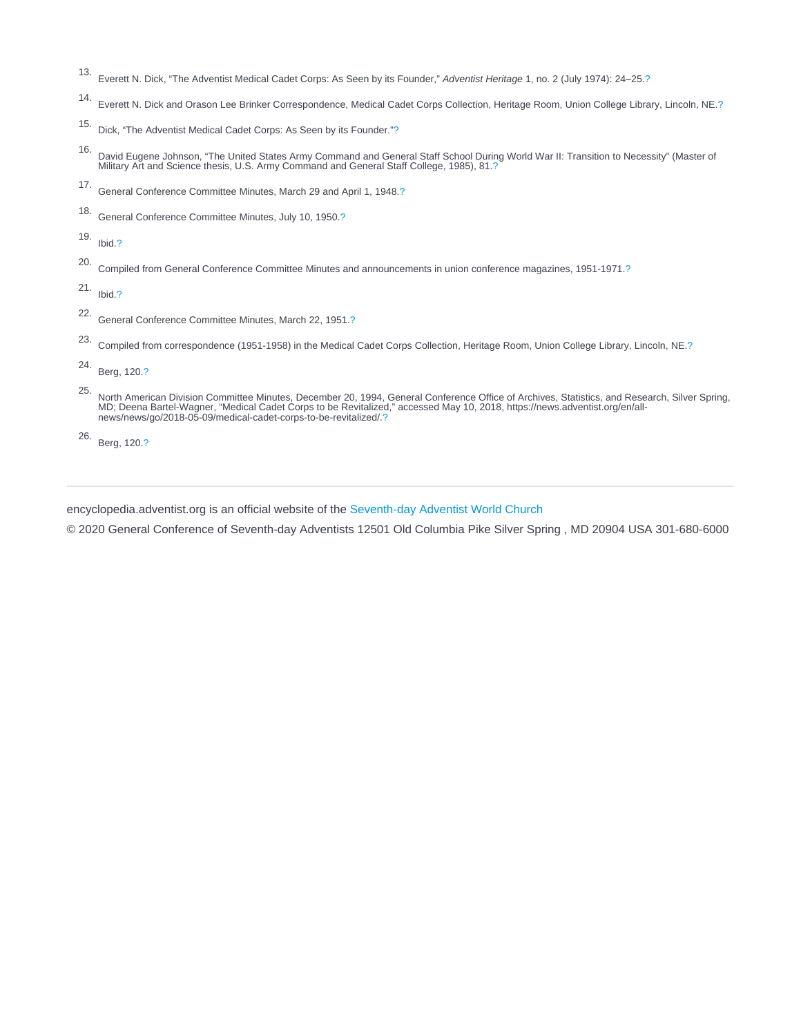13. Everett N. Dick, "The Adventist Medical Cadet Corps: As Seen by its Founder," *Adventist Heritage* 1, no. 2 (July 1974): 24–25.?

14. Everett N. Dick and Orason Lee Brinker Correspondence, Medical Cadet Corps Collection, Heritage Room, Union College Library, Lincoln, NE.?

15. Dick, "The Adventist Medical Cadet Corps: As Seen by its Founder."?

16. David Eugene Johnson, "The United States Army Command and General Staff School During World War II: Transition to Necessity" (Master of Military Art and Science thesis, U.S. Army Command and General Staff College, 1985), 81.?

17. General Conference Committee Minutes, March 29 and April 1, 1948.?

18. General Conference Committee Minutes, July 10, 1950.?

19. Ibid.?

20. Compiled from General Conference Committee Minutes and announcements in union conference magazines, 1951-1971.?

21. Ibid.?

22. General Conference Committee Minutes, March 22, 1951.?

23. Compiled from correspondence (1951-1958) in the Medical Cadet Corps Collection, Heritage Room, Union College Library, Lincoln, NE.?

24. Berg, 120.?

25. North American Division Committee Minutes, December 20, 1994, General Conference Office of Archives, Statistics, and Research, Silver Spring, MD; Deena Bartel-Wagner, "Medical Cadet Corps to be Revitalized," accessed May 10, 2018, https://news.adventist.org/en/all-news/news/go/2018-05-09/medical-cadet-corps-to-be-revitalized/.?

26. Berg, 120.?

---

encyclopedia.adventist.org is an official website of the Seventh-day Adventist World Church

© 2020 General Conference of Seventh-day Adventists 12501 Old Columbia Pike Silver Spring , MD 20904 USA 301-680-6000